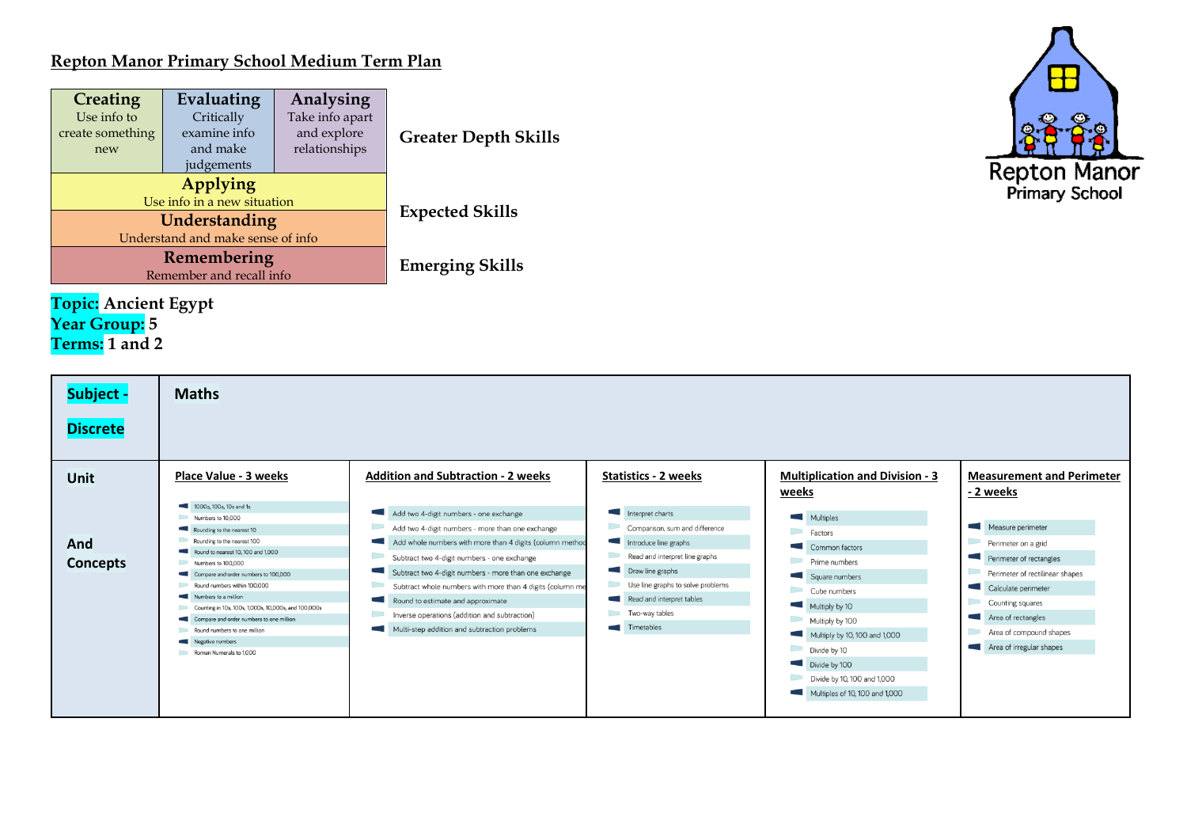## Repton Manor Primary School Medium Term Plan

| Creating | Evaluating | Analysing | |
|---|---|---|---|
| Use info to create something new | Critically examine info and make judgements | Take info apart and explore relationships | **Greater Depth Skills** |
| **Applying** Use info in a new situation | | | **Expected Skills** |
| **Understanding** Understand and make sense of info | | | |
| **Remembering** Remember and recall info | | | **Emerging Skills** |

**Topic:** Ancient Egypt
**Year Group:** 5
**Terms:** 1 and 2

| **Subject - Discrete** | **Maths** | | | | |
|---|---|---|---|---|---|
| **Unit And Concepts** | **Place Value - 3 weeks**<br>1000s, 100s, 10s and 1s<br>Numbers to 10,000<br>Rounding to the nearest 10<br>Rounding to the nearest 100<br>Round to nearest 10, 100 and 1,000<br>Numbers to 100,000<br>Compare and order numbers to 100,000<br>Round numbers within 100,000<br>Numbers to a million<br>Counting in 10s, 100s, 1,000s, 10,000s, and 100,000s<br>Compare and order numbers to one million<br>Round numbers to one million<br>Negative numbers<br>Roman Numerals to 1,000 | **Addition and Subtraction - 2 weeks**<br>Add two 4-digit numbers - one exchange<br>Add two 4-digit numbers - more than one exchange<br>Add whole numbers with more than 4 digits (column method)<br>Subtract two 4-digit numbers - one exchange<br>Subtract two 4-digit numbers - more than one exchange<br>Subtract whole numbers with more than 4 digits (column me<br>Round to estimate and approximate<br>Inverse operations (addition and subtraction)<br>Multi-step addition and subtraction problems | **Statistics - 2 weeks**<br>Interpret charts<br>Comparison, sum and difference<br>Introduce line graphs<br>Read and interpret line graphs<br>Draw line graphs<br>Use line graphs to solve problems<br>Read and interpret tables<br>Two-way tables<br>Timetables | **Multiplication and Division - 3 weeks**<br>Multiples<br>Factors<br>Common factors<br>Prime numbers<br>Square numbers<br>Cube numbers<br>Multiply by 10<br>Multiply by 100<br>Multiply by 10, 100 and 1,000<br>Divide by 10<br>Divide by 100<br>Divide by 10, 100 and 1,000<br>Multiples of 10, 100 and 1,000 | **Measurement and Perimeter - 2 weeks**<br>Measure perimeter<br>Perimeter on a grid<br>Perimeter of rectangles<br>Perimeter of rectilinear shapes<br>Calculate perimeter<br>Counting squares<br>Area of rectangles<br>Area of compound shapes<br>Area of irregular shapes |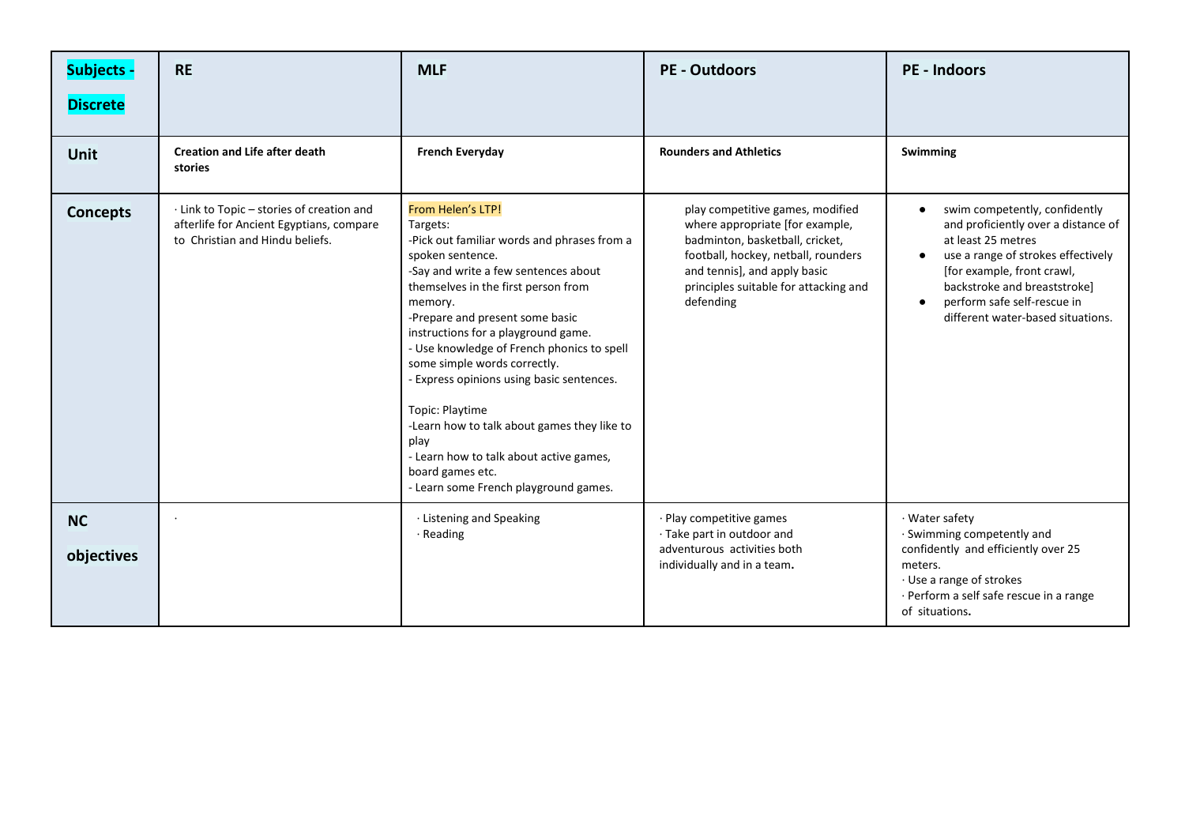| **Subjects - Discrete** | **RE** | **MLF** | **PE - Outdoors** | **PE - Indoors** |
|---|---|---|---|---|
| **Unit** | **Creation and Life after death stories** | **French Everyday** | **Rounders and Athletics** | **Swimming** |
| **Concepts** | · Link to Topic – stories of creation and afterlife for Ancient Egyptians, compare to Christian and Hindu beliefs. | From Helen's LTP!<br>Targets:<br>-Pick out familiar words and phrases from a spoken sentence.<br>-Say and write a few sentences about themselves in the first person from memory.<br>-Prepare and present some basic instructions for a playground game.<br>- Use knowledge of French phonics to spell some simple words correctly.<br>- Express opinions using basic sentences.<br><br>Topic: Playtime<br>-Learn how to talk about games they like to play<br>- Learn how to talk about active games, board games etc.<br>- Learn some French playground games. | play competitive games, modified where appropriate [for example, badminton, basketball, cricket, football, hockey, netball, rounders and tennis], and apply basic principles suitable for attacking and defending | • swim competently, confidently and proficiently over a distance of at least 25 metres<br>• use a range of strokes effectively [for example, front crawl, backstroke and breaststroke]<br>• perform safe self-rescue in different water-based situations. |
| **NC objectives** | · | · Listening and Speaking<br>· Reading | · Play competitive games<br>· Take part in outdoor and adventurous activities both individually and in a team. | · Water safety<br>· Swimming competently and confidently and efficiently over 25 meters.<br>· Use a range of strokes<br>· Perform a self safe rescue in a range of situations. |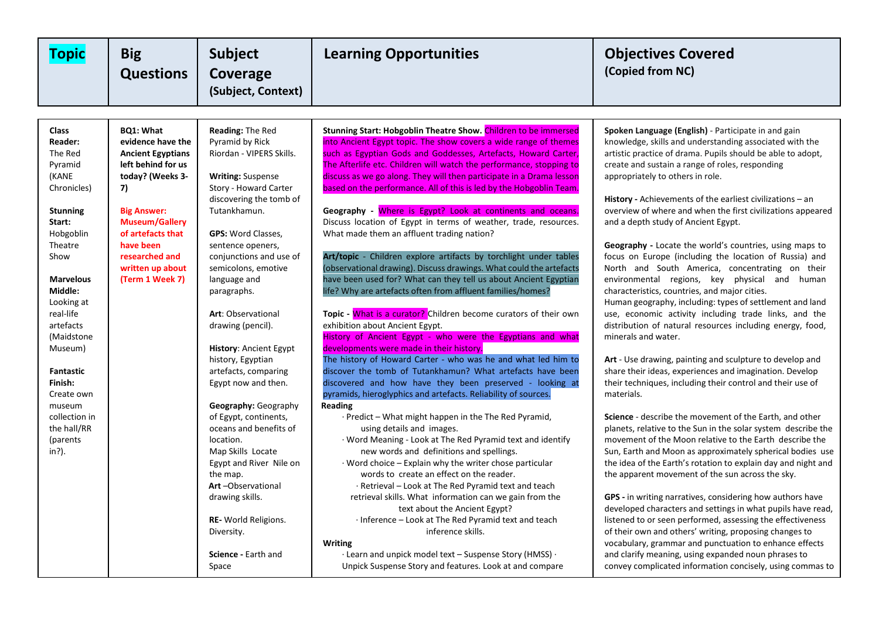| **Topic** | **Big Questions** | **Subject Coverage (Subject, Context)** | **Learning Opportunities** | **Objectives Covered (Copied from NC)** |
| --- | --- | --- | --- | --- |
| **Class Reader:** The Red Pyramid (KANE Chronicles)<br><br>**Stunning Start:** Hobgoblin Theatre Show<br><br>**Marvelous Middle:** Looking at real-life artefacts (Maidstone Museum)<br><br>**Fantastic Finish:** Create own museum collection in the hall/RR (parents in?). | **BQ1: What evidence have the Ancient Egyptians left behind for us today? (Weeks 3-7)**<br><br>**Big Answer: Museum/Gallery of artefacts that have been researched and written up about (Term 1 Week 7)** | **Reading:** The Red Pyramid by Rick Riordan - VIPERS Skills.<br><br>**Writing:** Suspense Story - Howard Carter discovering the tomb of Tutankhamun.<br><br>**GPS:** Word Classes, sentence openers, conjunctions and use of semicolons, emotive language and paragraphs.<br><br>**Art**: Observational drawing (pencil).<br><br>**History**: Ancient Egypt history, Egyptian artefacts, comparing Egypt now and then.<br><br>**Geography:** Geography of Egypt, continents, oceans and benefits of location.<br>Map Skills Locate Egypt and River Nile on the map.<br>**Art** –Observational drawing skills.<br><br>**RE-** World Religions. Diversity.<br><br>**Science -** Earth and Space | **Stunning Start: Hobgoblin Theatre Show.** Children to be immersed into Ancient Egypt topic. The show covers a wide range of themes such as Egyptian Gods and Goddesses, Artefacts, Howard Carter, The Afterlife etc. Children will watch the performance, stopping to discuss as we go along. They will then participate in a Drama lesson based on the performance. All of this is led by the Hobgoblin Team.<br><br>**Geography -** Where is Egypt? Look at continents and oceans. Discuss location of Egypt in terms of weather, trade, resources. What made them an affluent trading nation?<br><br>**Art/topic** - Children explore artifacts by torchlight under tables (observational drawing). Discuss drawings. What could the artefacts have been used for? What can they tell us about Ancient Egyptian life? Why are artefacts often from affluent families/homes?<br><br>**Topic -** What is a curator? Children become curators of their own exhibition about Ancient Egypt.<br>History of Ancient Egypt - who were the Egyptians and what developments were made in their history.<br>The history of Howard Carter - who was he and what led him to discover the tomb of Tutankhamun? What artefacts have been discovered and how have they been preserved - looking at pyramids, hieroglyphics and artefacts. Reliability of sources.<br>**Reading**<br>· Predict – What might happen in the The Red Pyramid, using details and images.<br>· Word Meaning - Look at The Red Pyramid text and identify new words and definitions and spellings.<br>· Word choice – Explain why the writer chose particular words to create an effect on the reader.<br>· Retrieval – Look at The Red Pyramid text and teach retrieval skills. What information can we gain from the text about the Ancient Egypt?<br>· Inference – Look at The Red Pyramid text and teach inference skills.<br>**Writing**<br>· Learn and unpick model text – Suspense Story (HMSS) · Unpick Suspense Story and features. Look at and compare | **Spoken Language (English)** - Participate in and gain knowledge, skills and understanding associated with the artistic practice of drama. Pupils should be able to adopt, create and sustain a range of roles, responding appropriately to others in role.<br><br>**History -** Achievements of the earliest civilizations – an overview of where and when the first civilizations appeared and a depth study of Ancient Egypt.<br><br>**Geography -** Locate the world's countries, using maps to focus on Europe (including the location of Russia) and North and South America, concentrating on their environmental regions, key physical and human characteristics, countries, and major cities.<br>Human geography, including: types of settlement and land use, economic activity including trade links, and the distribution of natural resources including energy, food, minerals and water.<br><br>**Art** - Use drawing, painting and sculpture to develop and share their ideas, experiences and imagination. Develop their techniques, including their control and their use of materials.<br><br>**Science** - describe the movement of the Earth, and other planets, relative to the Sun in the solar system describe the movement of the Moon relative to the Earth describe the Sun, Earth and Moon as approximately spherical bodies use the idea of the Earth's rotation to explain day and night and the apparent movement of the sun across the sky.<br><br>**GPS -** in writing narratives, considering how authors have developed characters and settings in what pupils have read, listened to or seen performed, assessing the effectiveness of their own and others' writing, proposing changes to vocabulary, grammar and punctuation to enhance effects and clarify meaning, using expanded noun phrases to convey complicated information concisely, using commas to |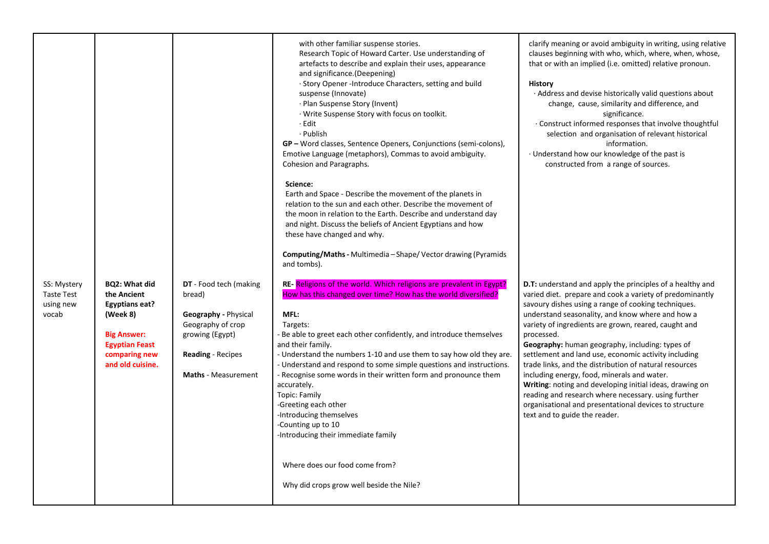| | | | | |
|---|---|---|---|---|
| | | | with other familiar suspense stories.<br>Research Topic of Howard Carter. Use understanding of artefacts to describe and explain their uses, appearance and significance.(Deepening)<br>· Story Opener -Introduce Characters, setting and build suspense (Innovate)<br>· Plan Suspense Story (Invent)<br>· Write Suspense Story with focus on toolkit.<br>· Edit<br>· Publish<br>**GP –** Word classes, Sentence Openers, Conjunctions (semi-colons), Emotive Language (metaphors), Commas to avoid ambiguity. Cohesion and Paragraphs.<br><br>**Science:**<br>Earth and Space - Describe the movement of the planets in relation to the sun and each other. Describe the movement of the moon in relation to the Earth. Describe and understand day and night. Discuss the beliefs of Ancient Egyptians and how these have changed and why.<br><br>**Computing/Maths -** Multimedia – Shape/ Vector drawing (Pyramids and tombs). | clarify meaning or avoid ambiguity in writing, using relative clauses beginning with who, which, where, when, whose, that or with an implied (i.e. omitted) relative pronoun.<br><br>**History**<br>· Address and devise historically valid questions about change, cause, similarity and difference, and significance.<br>· Construct informed responses that involve thoughtful selection and organisation of relevant historical information.<br>· Understand how our knowledge of the past is constructed from a range of sources. |
| SS: Mystery Taste Test using new vocab | **BQ2: What did the Ancient Egyptians eat? (Week 8)**<br><br>**Big Answer: Egyptian Feast comparing new and old cuisine.** | **DT** - Food tech (making bread)<br><br>**Geography -** Physical Geography of crop growing (Egypt)<br><br>**Reading** - Recipes<br><br>**Maths** - Measurement | **RE-** Religions of the world. Which religions are prevalent in Egypt? How has this changed over time? How has the world diversified?<br><br>**MFL:**<br>Targets:<br>- Be able to greet each other confidently, and introduce themselves and their family.<br>- Understand the numbers 1-10 and use them to say how old they are.<br>- Understand and respond to some simple questions and instructions.<br>- Recognise some words in their written form and pronounce them accurately.<br>Topic: Family<br>-Greeting each other<br>-Introducing themselves<br>-Counting up to 10<br>-Introducing their immediate family<br><br>Where does our food come from?<br><br>Why did crops grow well beside the Nile? | **D.T:** understand and apply the principles of a healthy and varied diet. prepare and cook a variety of predominantly savoury dishes using a range of cooking techniques. understand seasonality, and know where and how a variety of ingredients are grown, reared, caught and processed.<br>**Geography:** human geography, including: types of settlement and land use, economic activity including trade links, and the distribution of natural resources including energy, food, minerals and water.<br>**Writing**: noting and developing initial ideas, drawing on reading and research where necessary. using further organisational and presentational devices to structure text and to guide the reader. |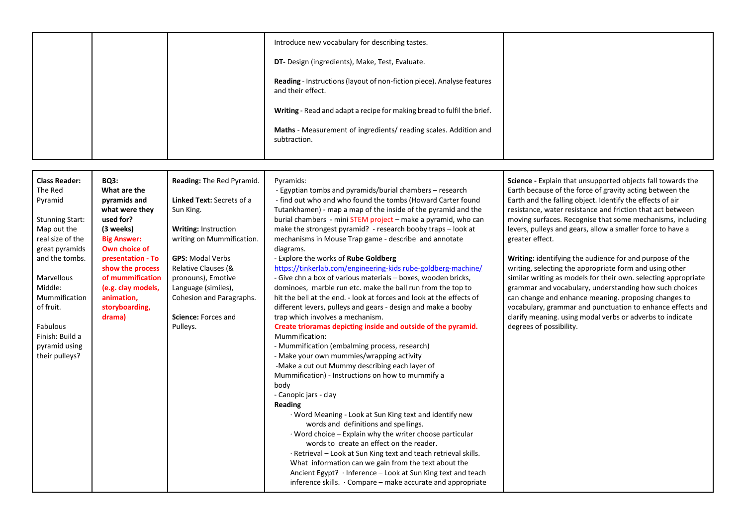| | | | | |
|---|---|---|---|---|
| | | | Introduce new vocabulary for describing tastes.<br><br>**DT-** Design (ingredients), Make, Test, Evaluate.<br><br>**Reading** - Instructions (layout of non-fiction piece). Analyse features and their effect.<br><br>**Writing** - Read and adapt a recipe for making bread to fulfil the brief.<br><br>**Maths** - Measurement of ingredients/ reading scales. Addition and subtraction. | |

| | | | | |
|---|---|---|---|---|
| **Class Reader:** The Red Pyramid<br><br>Stunning Start: Map out the real size of the great pyramids and the tombs.<br><br>Marvellous Middle: Mummification of fruit.<br><br>Fabulous Finish: Build a pyramid using their pulleys? | **BQ3: What are the pyramids and what were they used for? (3 weeks)**<br>**Big Answer: Own choice of presentation - To show the process of mummification (e.g. clay models, animation, storyboarding, drama)** | **Reading:** The Red Pyramid.<br><br>**Linked Text:** Secrets of a Sun King.<br><br>**Writing:** Instruction writing on Mummification.<br><br>**GPS:** Modal Verbs Relative Clauses (& pronouns), Emotive Language (similes), Cohesion and Paragraphs.<br><br>**Science:** Forces and Pulleys. | Pyramids:<br>- Egyptian tombs and pyramids/burial chambers – research<br>- find out who and who found the tombs (Howard Carter found Tutankhamen) - map a map of the inside of the pyramid and the burial chambers - mini STEM project – make a pyramid, who can make the strongest pyramid? - research booby traps – look at mechanisms in Mouse Trap game - describe and annotate diagrams.<br>- Explore the works of **Rube Goldberg** https://tinkerlab.com/engineering-kids rube-goldberg-machine/<br>- Give chn a box of various materials – boxes, wooden bricks, dominoes, marble run etc. make the ball run from the top to hit the bell at the end. - look at forces and look at the effects of different levers, pulleys and gears - design and make a booby trap which involves a mechanism.<br>**Create trioramas depicting inside and outside of the pyramid.**<br>Mummification:<br>- Mummification (embalming process, research)<br>- Make your own mummies/wrapping activity<br>-Make a cut out Mummy describing each layer of Mummification) - Instructions on how to mummify a body<br>- Canopic jars - clay<br>**Reading**<br>· Word Meaning - Look at Sun King text and identify new words and definitions and spellings.<br>· Word choice – Explain why the writer choose particular words to create an effect on the reader.<br>· Retrieval – Look at Sun King text and teach retrieval skills. What information can we gain from the text about the Ancient Egypt? · Inference – Look at Sun King text and teach inference skills. · Compare – make accurate and appropriate | **Science -** Explain that unsupported objects fall towards the Earth because of the force of gravity acting between the Earth and the falling object. Identify the effects of air resistance, water resistance and friction that act between moving surfaces. Recognise that some mechanisms, including levers, pulleys and gears, allow a smaller force to have a greater effect.<br><br>**Writing:** identifying the audience for and purpose of the writing, selecting the appropriate form and using other similar writing as models for their own. selecting appropriate grammar and vocabulary, understanding how such choices can change and enhance meaning. proposing changes to vocabulary, grammar and punctuation to enhance effects and clarify meaning. using modal verbs or adverbs to indicate degrees of possibility. |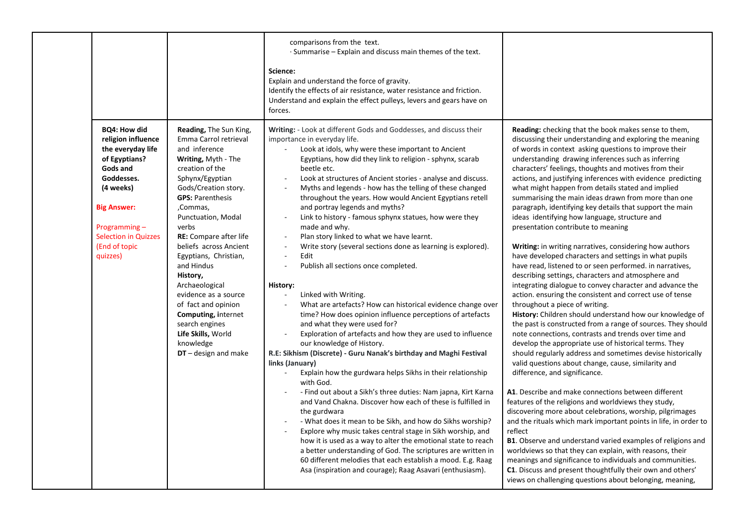| | | | | |
|---|---|---|---|---|
| | | | comparisons from the text.<br>· Summarise – Explain and discuss main themes of the text.<br><br>**Science:**<br>Explain and understand the force of gravity.<br>Identify the effects of air resistance, water resistance and friction.<br>Understand and explain the effect pulleys, levers and gears have on forces. | |
| | **BQ4: How did religion influence the everyday life of Egyptians? Gods and Goddesses. (4 weeks)**<br><br>**Big Answer:**<br><br>Programming – Selection in Quizzes (End of topic quizzes) | **Reading,** The Sun King, Emma Carrol retrieval and inference<br>**Writing,** Myth - The creation of the Sphyx/Egyptian Gods/Creation story.<br>**GPS:** Parenthesis ,Commas, Punctuation, Modal verbs<br>**RE:** Compare after life beliefs across Ancient Egyptians, Christian, and Hindus<br>**History,** Archaeological evidence as a source of fact and opinion<br>**Computing, i**nternet search engines<br>**Life Skills,** World knowledge<br>**DT** – design and make | **Writing:** - Look at different Gods and Goddesses, and discuss their importance in everyday life.<br>- Look at idols, why were these important to Ancient Egyptians, how did they link to religion - sphyx, scarab beetle etc.<br>- Look at structures of Ancient stories - analyse and discuss.<br>- Myths and legends - how has the telling of these changed throughout the years. How would Ancient Egyptians retell and portray legends and myths?<br>- Link to history - famous sphynx statues, how were they made and why.<br>- Plan story linked to what we have learnt.<br>- Write story (several sections done as learning is explored).<br>- Edit<br>- Publish all sections once completed.<br><br>**History:**<br>- Linked with Writing.<br>- What are artefacts? How can historical evidence change over time? How does opinion influence perceptions of artefacts and what they were used for?<br>- Exploration of artefacts and how they are used to influence our knowledge of History.<br>**R.E: Sikhism (Discrete) - Guru Nanak's birthday and Maghi Festival links (January)**<br>- Explain how the gurdwara helps Sikhs in their relationship with God.<br>- - Find out about a Sikh's three duties: Nam japna, Kirt Karna and Vand Chakna. Discover how each of these is fulfilled in the gurdwara<br>- - What does it mean to be Sikh, and how do Sikhs worship?<br>- Explore why music takes central stage in Sikh worship, and how it is used as a way to alter the emotional state to reach a better understanding of God. The scriptures are written in 60 different melodies that each establish a mood. E.g. Raag Asa (inspiration and courage); Raag Asavari (enthusiasm). | **Reading:** checking that the book makes sense to them, discussing their understanding and exploring the meaning of words in context asking questions to improve their understanding drawing inferences such as inferring characters' feelings, thoughts and motives from their actions, and justifying inferences with evidence predicting what might happen from details stated and implied summarising the main ideas drawn from more than one paragraph, identifying key details that support the main ideas identifying how language, structure and presentation contribute to meaning<br><br>**Writing:** in writing narratives, considering how authors have developed characters and settings in what pupils have read, listened to or seen performed. in narratives, describing settings, characters and atmosphere and integrating dialogue to convey character and advance the action. ensuring the consistent and correct use of tense throughout a piece of writing.<br>**History:** Children should understand how our knowledge of the past is constructed from a range of sources. They should note connections, contrasts and trends over time and develop the appropriate use of historical terms. They should regularly address and sometimes devise historically valid questions about change, cause, similarity and difference, and significance.<br><br>**A1**. Describe and make connections between different features of the religions and worldviews they study, discovering more about celebrations, worship, pilgrimages and the rituals which mark important points in life, in order to reflect<br>**B1**. Observe and understand varied examples of religions and worldviews so that they can explain, with reasons, their meanings and significance to individuals and communities.<br>**C1**. Discuss and present thoughtfully their own and others' views on challenging questions about belonging, meaning, |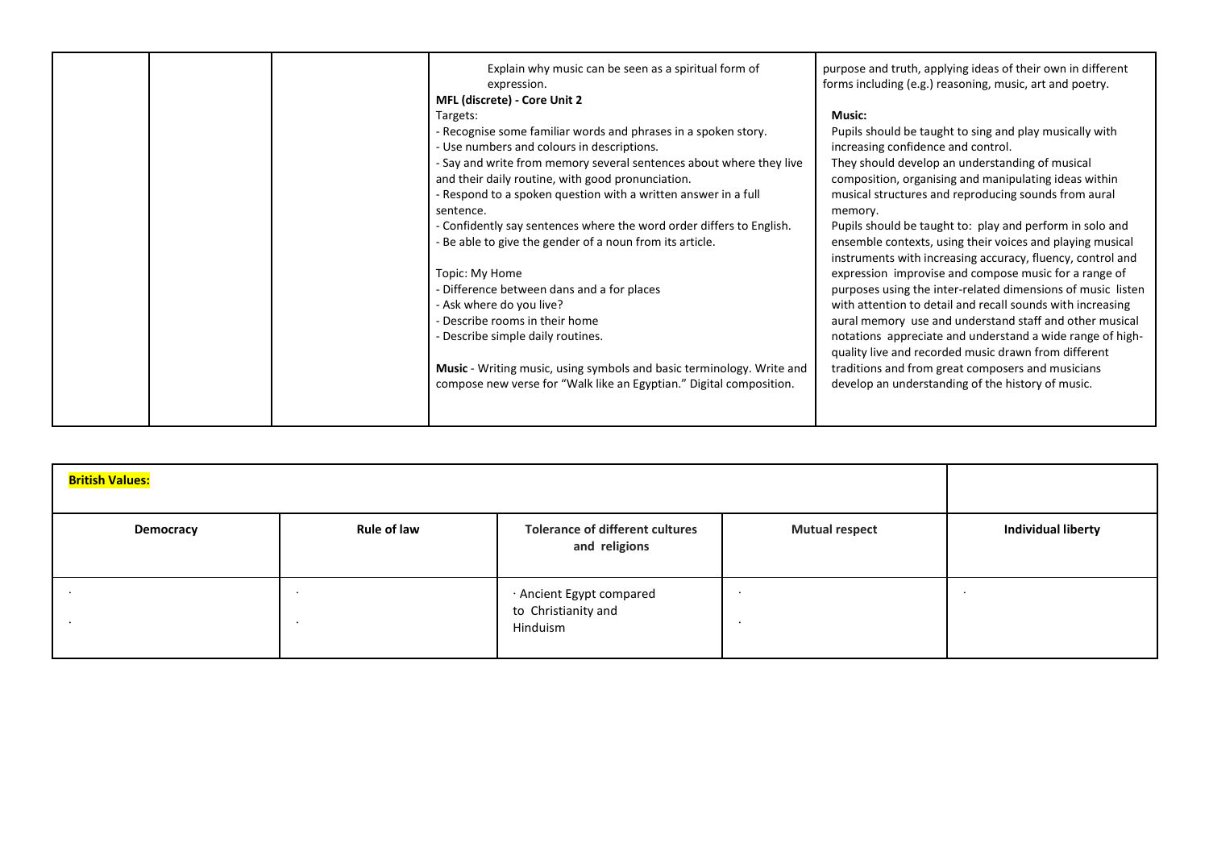| | | | | |
|---|---|---|---|---|
| | | | Explain why music can be seen as a spiritual form of expression.<br>**MFL (discrete) - Core Unit 2**<br>Targets:<br>- Recognise some familiar words and phrases in a spoken story.<br>- Use numbers and colours in descriptions.<br>- Say and write from memory several sentences about where they live and their daily routine, with good pronunciation.<br>- Respond to a spoken question with a written answer in a full sentence.<br>- Confidently say sentences where the word order differs to English.<br>- Be able to give the gender of a noun from its article.<br><br>Topic: My Home<br>- Difference between dans and a for places<br>- Ask where do you live?<br>- Describe rooms in their home<br>- Describe simple daily routines.<br><br>**Music** - Writing music, using symbols and basic terminology. Write and compose new verse for "Walk like an Egyptian." Digital composition. | purpose and truth, applying ideas of their own in different forms including (e.g.) reasoning, music, art and poetry.<br><br>**Music:**<br>Pupils should be taught to sing and play musically with increasing confidence and control.<br>They should develop an understanding of musical composition, organising and manipulating ideas within musical structures and reproducing sounds from aural memory.<br>Pupils should be taught to: play and perform in solo and ensemble contexts, using their voices and playing musical instruments with increasing accuracy, fluency, control and expression improvise and compose music for a range of purposes using the inter-related dimensions of music listen with attention to detail and recall sounds with increasing aural memory use and understand staff and other musical notations appreciate and understand a wide range of high-quality live and recorded music drawn from different traditions and from great composers and musicians develop an understanding of the history of music. |

| **British Values:** | | | | |
|---|---|---|---|---|
| **Democracy** | **Rule of law** | **Tolerance of different cultures and religions** | **Mutual respect** | **Individual liberty** |
| ·<br>· | ·<br>· | · Ancient Egypt compared to Christianity and Hinduism | ·<br>· | · |